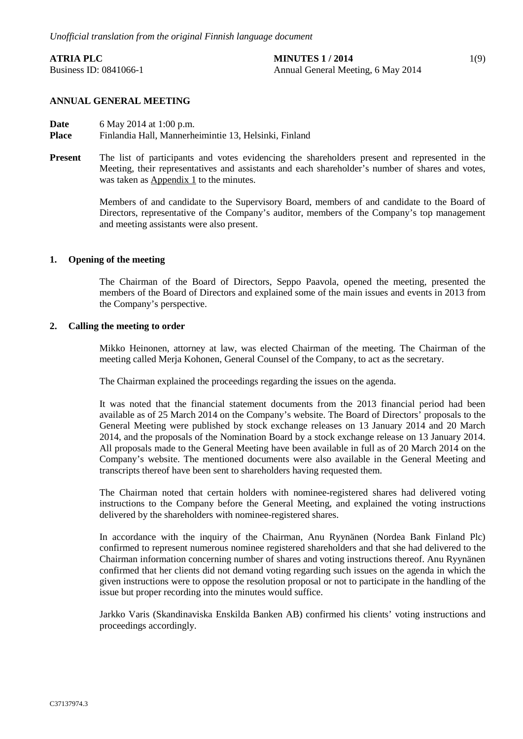*Unofficial translation from the original Finnish language document*

**ATRIA PLC**
Business ID: 0841066-1

**MINUTES 1 / 2014**
Annual General Meeting, 6 May 2014

## ANNUAL GENERAL MEETING

**Date** 6 May 2014 at 1:00 p.m.

**Place** Finlandia Hall, Mannerheimintie 13, Helsinki, Finland

**Present** The list of participants and votes evidencing the shareholders present and represented in the Meeting, their representatives and assistants and each shareholder's number of shares and votes, was taken as Appendix 1 to the minutes.

Members of and candidate to the Supervisory Board, members of and candidate to the Board of Directors, representative of the Company's auditor, members of the Company's top management and meeting assistants were also present.

### 1. Opening of the meeting

The Chairman of the Board of Directors, Seppo Paavola, opened the meeting, presented the members of the Board of Directors and explained some of the main issues and events in 2013 from the Company's perspective.

### 2. Calling the meeting to order

Mikko Heinonen, attorney at law, was elected Chairman of the meeting. The Chairman of the meeting called Merja Kohonen, General Counsel of the Company, to act as the secretary.

The Chairman explained the proceedings regarding the issues on the agenda.

It was noted that the financial statement documents from the 2013 financial period had been available as of 25 March 2014 on the Company's website. The Board of Directors' proposals to the General Meeting were published by stock exchange releases on 13 January 2014 and 20 March 2014, and the proposals of the Nomination Board by a stock exchange release on 13 January 2014. All proposals made to the General Meeting have been available in full as of 20 March 2014 on the Company's website. The mentioned documents were also available in the General Meeting and transcripts thereof have been sent to shareholders having requested them.

The Chairman noted that certain holders with nominee-registered shares had delivered voting instructions to the Company before the General Meeting, and explained the voting instructions delivered by the shareholders with nominee-registered shares.

In accordance with the inquiry of the Chairman, Anu Ryynänen (Nordea Bank Finland Plc) confirmed to represent numerous nominee registered shareholders and that she had delivered to the Chairman information concerning number of shares and voting instructions thereof. Anu Ryynänen confirmed that her clients did not demand voting regarding such issues on the agenda in which the given instructions were to oppose the resolution proposal or not to participate in the handling of the issue but proper recording into the minutes would suffice.

Jarkko Varis (Skandinaviska Enskilda Banken AB) confirmed his clients' voting instructions and proceedings accordingly.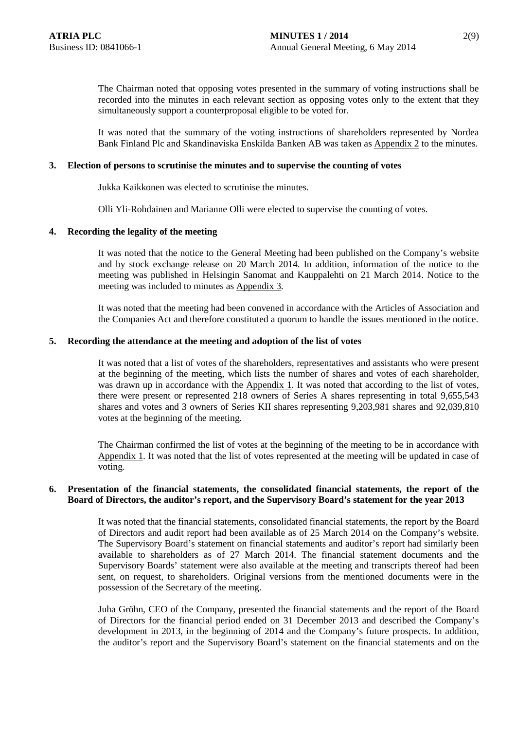The Chairman noted that opposing votes presented in the summary of voting instructions shall be recorded into the minutes in each relevant section as opposing votes only to the extent that they simultaneously support a counterproposal eligible to be voted for.

It was noted that the summary of the voting instructions of shareholders represented by Nordea Bank Finland Plc and Skandinaviska Enskilda Banken AB was taken as Appendix 2 to the minutes.

**3. Election of persons to scrutinise the minutes and to supervise the counting of votes**

Jukka Kaikkonen was elected to scrutinise the minutes.

Olli Yli-Rohdainen and Marianne Olli were elected to supervise the counting of votes.

**4. Recording the legality of the meeting**

It was noted that the notice to the General Meeting had been published on the Company's website and by stock exchange release on 20 March 2014. In addition, information of the notice to the meeting was published in Helsingin Sanomat and Kauppalehti on 21 March 2014. Notice to the meeting was included to minutes as Appendix 3.

It was noted that the meeting had been convened in accordance with the Articles of Association and the Companies Act and therefore constituted a quorum to handle the issues mentioned in the notice.

**5. Recording the attendance at the meeting and adoption of the list of votes**

It was noted that a list of votes of the shareholders, representatives and assistants who were present at the beginning of the meeting, which lists the number of shares and votes of each shareholder, was drawn up in accordance with the Appendix 1. It was noted that according to the list of votes, there were present or represented 218 owners of Series A shares representing in total 9,655,543 shares and votes and 3 owners of Series KII shares representing 9,203,981 shares and 92,039,810 votes at the beginning of the meeting.

The Chairman confirmed the list of votes at the beginning of the meeting to be in accordance with Appendix 1. It was noted that the list of votes represented at the meeting will be updated in case of voting.

**6. Presentation of the financial statements, the consolidated financial statements, the report of the Board of Directors, the auditor's report, and the Supervisory Board's statement for the year 2013**

It was noted that the financial statements, consolidated financial statements, the report by the Board of Directors and audit report had been available as of 25 March 2014 on the Company's website. The Supervisory Board's statement on financial statements and auditor's report had similarly been available to shareholders as of 27 March 2014. The financial statement documents and the Supervisory Boards' statement were also available at the meeting and transcripts thereof had been sent, on request, to shareholders. Original versions from the mentioned documents were in the possession of the Secretary of the meeting.

Juha Gröhn, CEO of the Company, presented the financial statements and the report of the Board of Directors for the financial period ended on 31 December 2013 and described the Company's development in 2013, in the beginning of 2014 and the Company's future prospects. In addition, the auditor's report and the Supervisory Board's statement on the financial statements and on the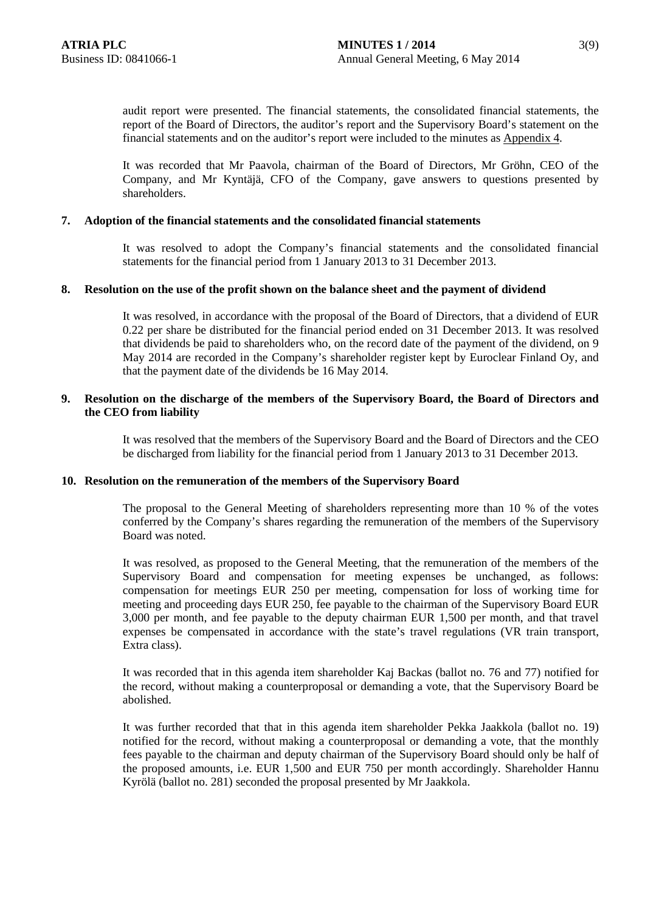audit report were presented. The financial statements, the consolidated financial statements, the report of the Board of Directors, the auditor's report and the Supervisory Board's statement on the financial statements and on the auditor's report were included to the minutes as Appendix 4.

It was recorded that Mr Paavola, chairman of the Board of Directors, Mr Gröhn, CEO of the Company, and Mr Kyntäjä, CFO of the Company, gave answers to questions presented by shareholders.

## 7. Adoption of the financial statements and the consolidated financial statements

It was resolved to adopt the Company's financial statements and the consolidated financial statements for the financial period from 1 January 2013 to 31 December 2013.

## 8. Resolution on the use of the profit shown on the balance sheet and the payment of dividend

It was resolved, in accordance with the proposal of the Board of Directors, that a dividend of EUR 0.22 per share be distributed for the financial period ended on 31 December 2013. It was resolved that dividends be paid to shareholders who, on the record date of the payment of the dividend, on 9 May 2014 are recorded in the Company's shareholder register kept by Euroclear Finland Oy, and that the payment date of the dividends be 16 May 2014.

## 9. Resolution on the discharge of the members of the Supervisory Board, the Board of Directors and the CEO from liability

It was resolved that the members of the Supervisory Board and the Board of Directors and the CEO be discharged from liability for the financial period from 1 January 2013 to 31 December 2013.

## 10. Resolution on the remuneration of the members of the Supervisory Board

The proposal to the General Meeting of shareholders representing more than 10 % of the votes conferred by the Company's shares regarding the remuneration of the members of the Supervisory Board was noted.

It was resolved, as proposed to the General Meeting, that the remuneration of the members of the Supervisory Board and compensation for meeting expenses be unchanged, as follows: compensation for meetings EUR 250 per meeting, compensation for loss of working time for meeting and proceeding days EUR 250, fee payable to the chairman of the Supervisory Board EUR 3,000 per month, and fee payable to the deputy chairman EUR 1,500 per month, and that travel expenses be compensated in accordance with the state's travel regulations (VR train transport, Extra class).

It was recorded that in this agenda item shareholder Kaj Backas (ballot no. 76 and 77) notified for the record, without making a counterproposal or demanding a vote, that the Supervisory Board be abolished.

It was further recorded that that in this agenda item shareholder Pekka Jaakkola (ballot no. 19) notified for the record, without making a counterproposal or demanding a vote, that the monthly fees payable to the chairman and deputy chairman of the Supervisory Board should only be half of the proposed amounts, i.e. EUR 1,500 and EUR 750 per month accordingly. Shareholder Hannu Kyrölä (ballot no. 281) seconded the proposal presented by Mr Jaakkola.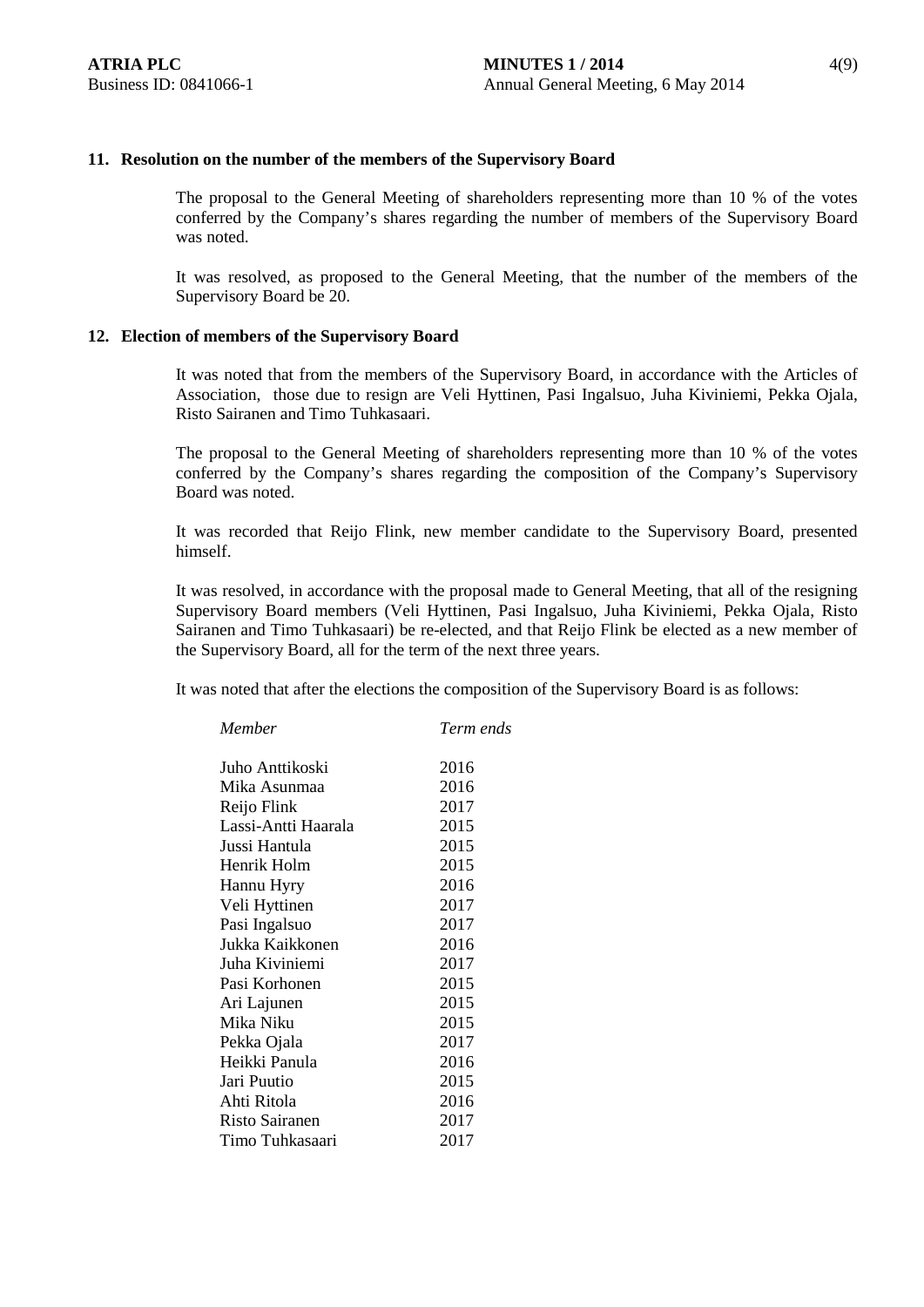## 11. Resolution on the number of the members of the Supervisory Board

The proposal to the General Meeting of shareholders representing more than 10 % of the votes conferred by the Company's shares regarding the number of members of the Supervisory Board was noted.

It was resolved, as proposed to the General Meeting, that the number of the members of the Supervisory Board be 20.

## 12. Election of members of the Supervisory Board

It was noted that from the members of the Supervisory Board, in accordance with the Articles of Association, those due to resign are Veli Hyttinen, Pasi Ingalsuo, Juha Kiviniemi, Pekka Ojala, Risto Sairanen and Timo Tuhkasaari.

The proposal to the General Meeting of shareholders representing more than 10 % of the votes conferred by the Company's shares regarding the composition of the Company's Supervisory Board was noted.

It was recorded that Reijo Flink, new member candidate to the Supervisory Board, presented himself.

It was resolved, in accordance with the proposal made to General Meeting, that all of the resigning Supervisory Board members (Veli Hyttinen, Pasi Ingalsuo, Juha Kiviniemi, Pekka Ojala, Risto Sairanen and Timo Tuhkasaari) be re-elected, and that Reijo Flink be elected as a new member of the Supervisory Board, all for the term of the next three years.

It was noted that after the elections the composition of the Supervisory Board is as follows:

| *Member* | *Term ends* |
|---|---|
| Juho Anttikoski | 2016 |
| Mika Asunmaa | 2016 |
| Reijo Flink | 2017 |
| Lassi-Antti Haarala | 2015 |
| Jussi Hantula | 2015 |
| Henrik Holm | 2015 |
| Hannu Hyry | 2016 |
| Veli Hyttinen | 2017 |
| Pasi Ingalsuo | 2017 |
| Jukka Kaikkonen | 2016 |
| Juha Kiviniemi | 2017 |
| Pasi Korhonen | 2015 |
| Ari Lajunen | 2015 |
| Mika Niku | 2015 |
| Pekka Ojala | 2017 |
| Heikki Panula | 2016 |
| Jari Puutio | 2015 |
| Ahti Ritola | 2016 |
| Risto Sairanen | 2017 |
| Timo Tuhkasaari | 2017 |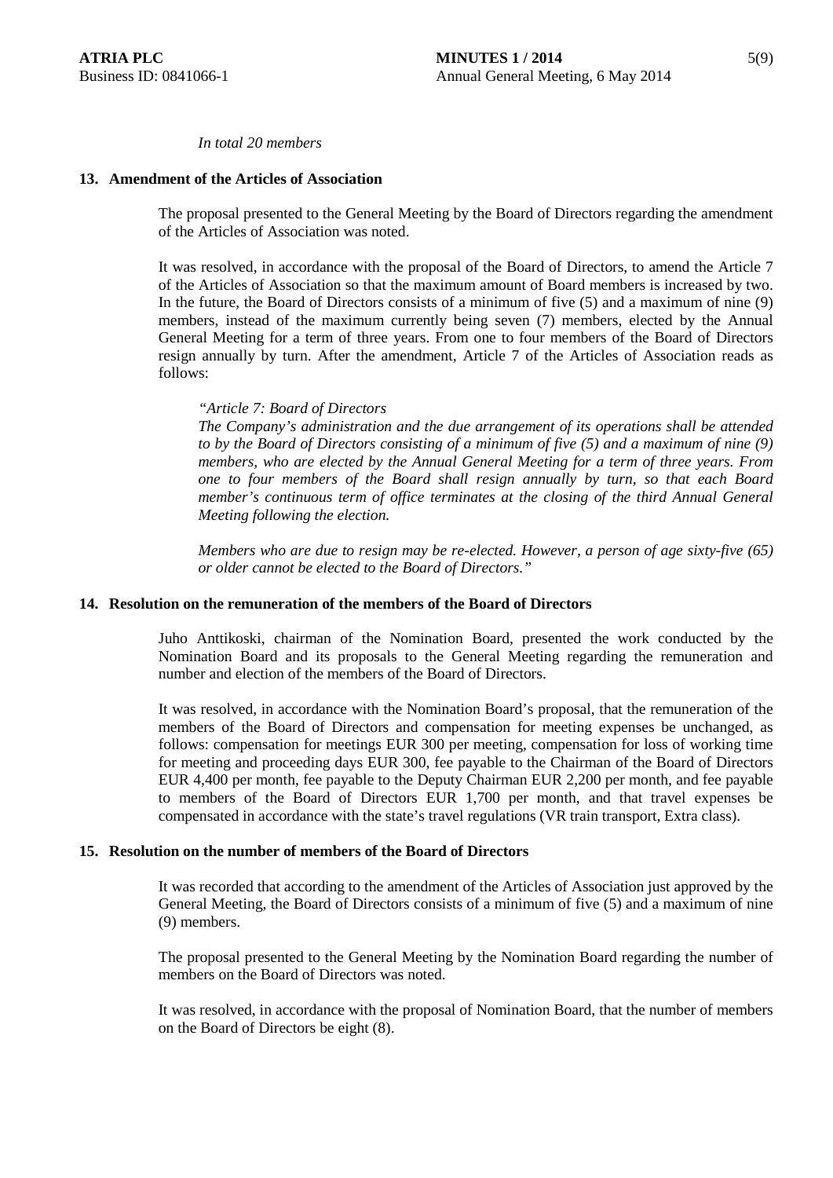*In total 20 members*

## 13. Amendment of the Articles of Association

The proposal presented to the General Meeting by the Board of Directors regarding the amendment of the Articles of Association was noted.

It was resolved, in accordance with the proposal of the Board of Directors, to amend the Article 7 of the Articles of Association so that the maximum amount of Board members is increased by two. In the future, the Board of Directors consists of a minimum of five (5) and a maximum of nine (9) members, instead of the maximum currently being seven (7) members, elected by the Annual General Meeting for a term of three years. From one to four members of the Board of Directors resign annually by turn. After the amendment, Article 7 of the Articles of Association reads as follows:

*"Article 7: Board of Directors*
*The Company's administration and the due arrangement of its operations shall be attended to by the Board of Directors consisting of a minimum of five (5) and a maximum of nine (9) members, who are elected by the Annual General Meeting for a term of three years. From one to four members of the Board shall resign annually by turn, so that each Board member's continuous term of office terminates at the closing of the third Annual General Meeting following the election.*

*Members who are due to resign may be re-elected. However, a person of age sixty-five (65) or older cannot be elected to the Board of Directors."*

## 14. Resolution on the remuneration of the members of the Board of Directors

Juho Anttikoski, chairman of the Nomination Board, presented the work conducted by the Nomination Board and its proposals to the General Meeting regarding the remuneration and number and election of the members of the Board of Directors.

It was resolved, in accordance with the Nomination Board's proposal, that the remuneration of the members of the Board of Directors and compensation for meeting expenses be unchanged, as follows: compensation for meetings EUR 300 per meeting, compensation for loss of working time for meeting and proceeding days EUR 300, fee payable to the Chairman of the Board of Directors EUR 4,400 per month, fee payable to the Deputy Chairman EUR 2,200 per month, and fee payable to members of the Board of Directors EUR 1,700 per month, and that travel expenses be compensated in accordance with the state's travel regulations (VR train transport, Extra class).

## 15. Resolution on the number of members of the Board of Directors

It was recorded that according to the amendment of the Articles of Association just approved by the General Meeting, the Board of Directors consists of a minimum of five (5) and a maximum of nine (9) members.

The proposal presented to the General Meeting by the Nomination Board regarding the number of members on the Board of Directors was noted.

It was resolved, in accordance with the proposal of Nomination Board, that the number of members on the Board of Directors be eight (8).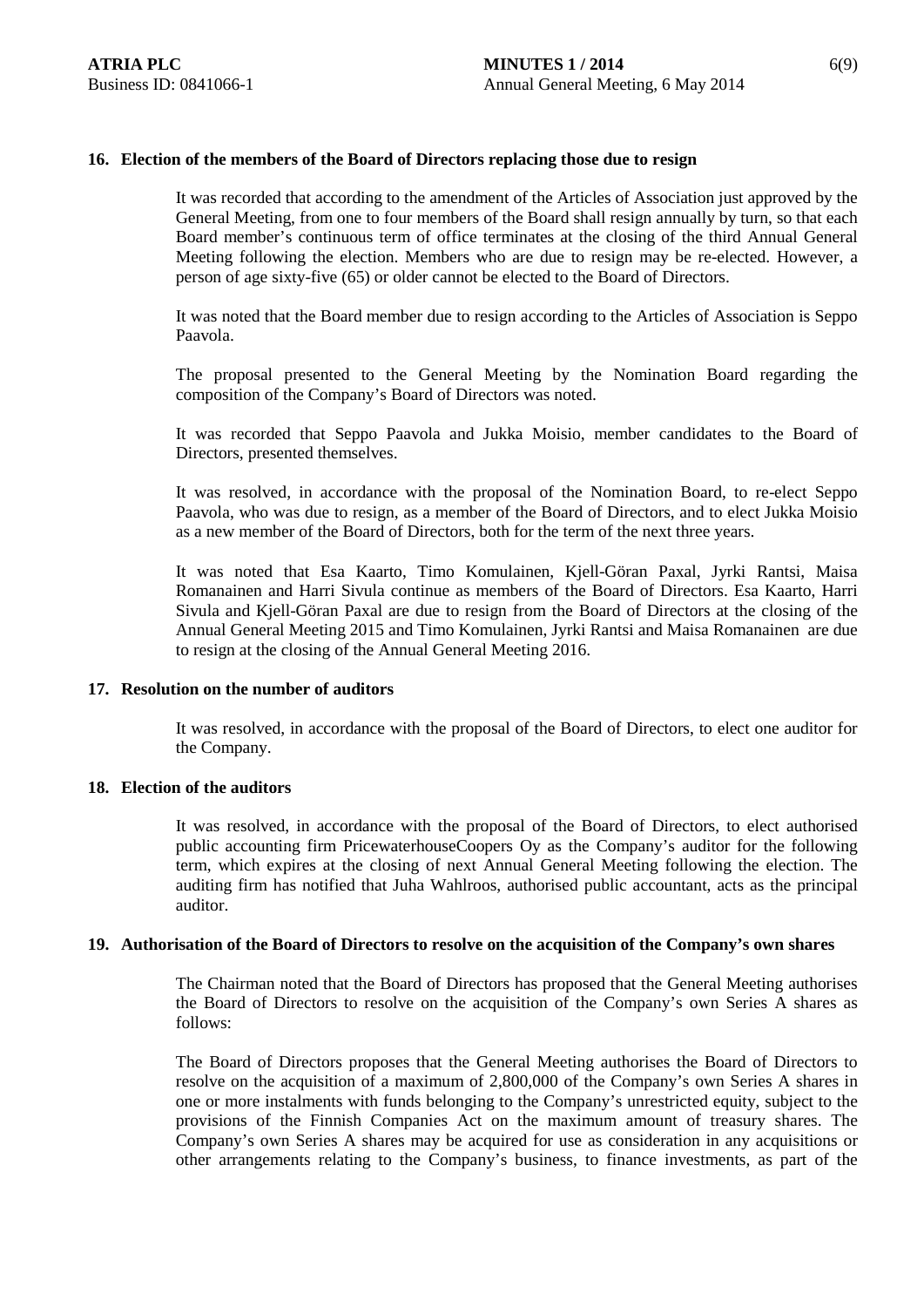## 16. Election of the members of the Board of Directors replacing those due to resign

It was recorded that according to the amendment of the Articles of Association just approved by the General Meeting, from one to four members of the Board shall resign annually by turn, so that each Board member's continuous term of office terminates at the closing of the third Annual General Meeting following the election. Members who are due to resign may be re-elected. However, a person of age sixty-five (65) or older cannot be elected to the Board of Directors.

It was noted that the Board member due to resign according to the Articles of Association is Seppo Paavola.

The proposal presented to the General Meeting by the Nomination Board regarding the composition of the Company's Board of Directors was noted.

It was recorded that Seppo Paavola and Jukka Moisio, member candidates to the Board of Directors, presented themselves.

It was resolved, in accordance with the proposal of the Nomination Board, to re-elect Seppo Paavola, who was due to resign, as a member of the Board of Directors, and to elect Jukka Moisio as a new member of the Board of Directors, both for the term of the next three years.

It was noted that Esa Kaarto, Timo Komulainen, Kjell-Göran Paxal, Jyrki Rantsi, Maisa Romanainen and Harri Sivula continue as members of the Board of Directors. Esa Kaarto, Harri Sivula and Kjell-Göran Paxal are due to resign from the Board of Directors at the closing of the Annual General Meeting 2015 and Timo Komulainen, Jyrki Rantsi and Maisa Romanainen are due to resign at the closing of the Annual General Meeting 2016.

## 17. Resolution on the number of auditors

It was resolved, in accordance with the proposal of the Board of Directors, to elect one auditor for the Company.

## 18. Election of the auditors

It was resolved, in accordance with the proposal of the Board of Directors, to elect authorised public accounting firm PricewaterhouseCoopers Oy as the Company's auditor for the following term, which expires at the closing of next Annual General Meeting following the election. The auditing firm has notified that Juha Wahlroos, authorised public accountant, acts as the principal auditor.

## 19. Authorisation of the Board of Directors to resolve on the acquisition of the Company's own shares

The Chairman noted that the Board of Directors has proposed that the General Meeting authorises the Board of Directors to resolve on the acquisition of the Company's own Series A shares as follows:

The Board of Directors proposes that the General Meeting authorises the Board of Directors to resolve on the acquisition of a maximum of 2,800,000 of the Company's own Series A shares in one or more instalments with funds belonging to the Company's unrestricted equity, subject to the provisions of the Finnish Companies Act on the maximum amount of treasury shares. The Company's own Series A shares may be acquired for use as consideration in any acquisitions or other arrangements relating to the Company's business, to finance investments, as part of the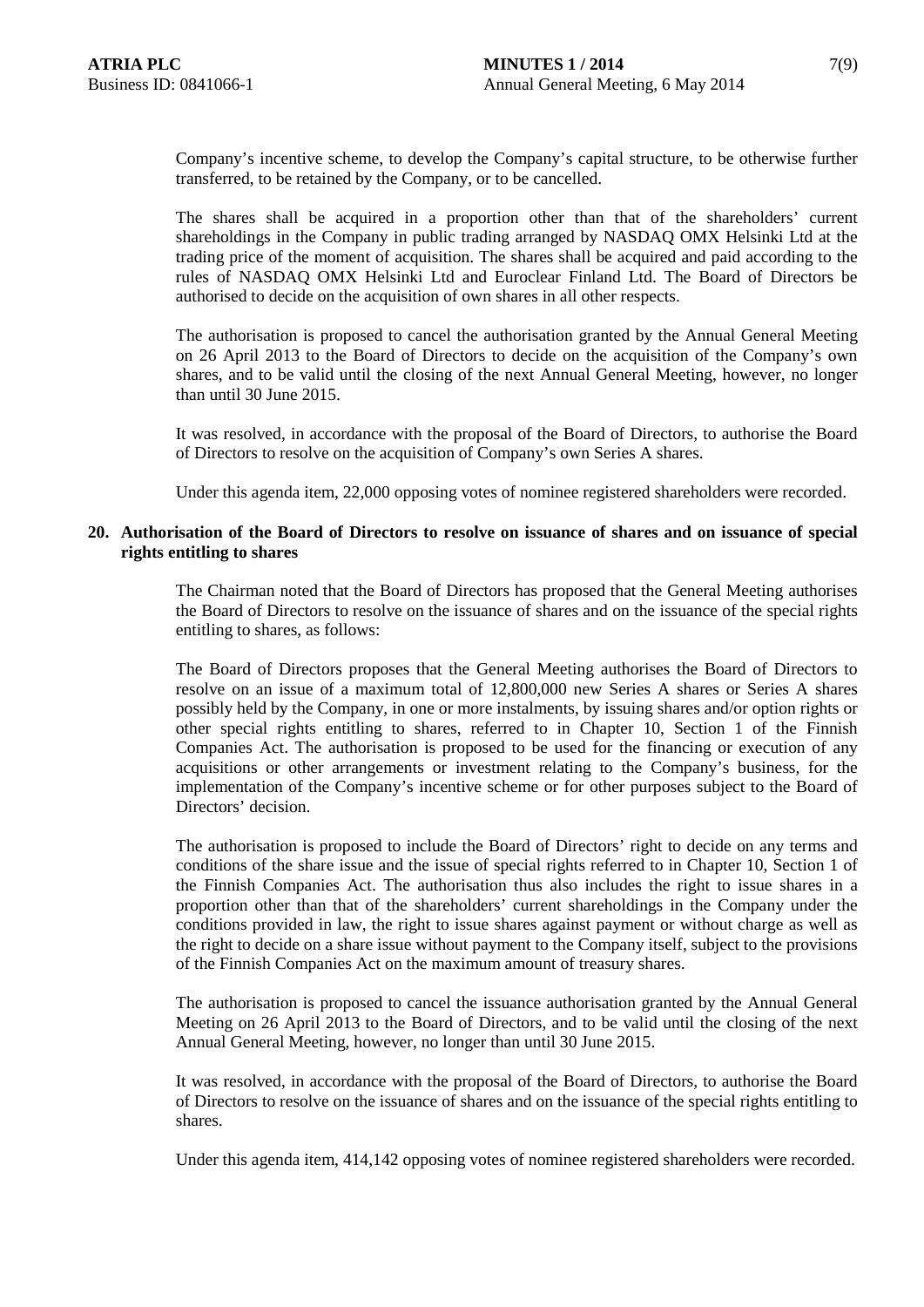Company's incentive scheme, to develop the Company's capital structure, to be otherwise further transferred, to be retained by the Company, or to be cancelled.

The shares shall be acquired in a proportion other than that of the shareholders' current shareholdings in the Company in public trading arranged by NASDAQ OMX Helsinki Ltd at the trading price of the moment of acquisition. The shares shall be acquired and paid according to the rules of NASDAQ OMX Helsinki Ltd and Euroclear Finland Ltd. The Board of Directors be authorised to decide on the acquisition of own shares in all other respects.

The authorisation is proposed to cancel the authorisation granted by the Annual General Meeting on 26 April 2013 to the Board of Directors to decide on the acquisition of the Company's own shares, and to be valid until the closing of the next Annual General Meeting, however, no longer than until 30 June 2015.

It was resolved, in accordance with the proposal of the Board of Directors, to authorise the Board of Directors to resolve on the acquisition of Company's own Series A shares.

Under this agenda item, 22,000 opposing votes of nominee registered shareholders were recorded.

**20. Authorisation of the Board of Directors to resolve on issuance of shares and on issuance of special rights entitling to shares**

The Chairman noted that the Board of Directors has proposed that the General Meeting authorises the Board of Directors to resolve on the issuance of shares and on the issuance of the special rights entitling to shares, as follows:

The Board of Directors proposes that the General Meeting authorises the Board of Directors to resolve on an issue of a maximum total of 12,800,000 new Series A shares or Series A shares possibly held by the Company, in one or more instalments, by issuing shares and/or option rights or other special rights entitling to shares, referred to in Chapter 10, Section 1 of the Finnish Companies Act. The authorisation is proposed to be used for the financing or execution of any acquisitions or other arrangements or investment relating to the Company's business, for the implementation of the Company's incentive scheme or for other purposes subject to the Board of Directors' decision.

The authorisation is proposed to include the Board of Directors' right to decide on any terms and conditions of the share issue and the issue of special rights referred to in Chapter 10, Section 1 of the Finnish Companies Act. The authorisation thus also includes the right to issue shares in a proportion other than that of the shareholders' current shareholdings in the Company under the conditions provided in law, the right to issue shares against payment or without charge as well as the right to decide on a share issue without payment to the Company itself, subject to the provisions of the Finnish Companies Act on the maximum amount of treasury shares.

The authorisation is proposed to cancel the issuance authorisation granted by the Annual General Meeting on 26 April 2013 to the Board of Directors, and to be valid until the closing of the next Annual General Meeting, however, no longer than until 30 June 2015.

It was resolved, in accordance with the proposal of the Board of Directors, to authorise the Board of Directors to resolve on the issuance of shares and on the issuance of the special rights entitling to shares.

Under this agenda item, 414,142 opposing votes of nominee registered shareholders were recorded.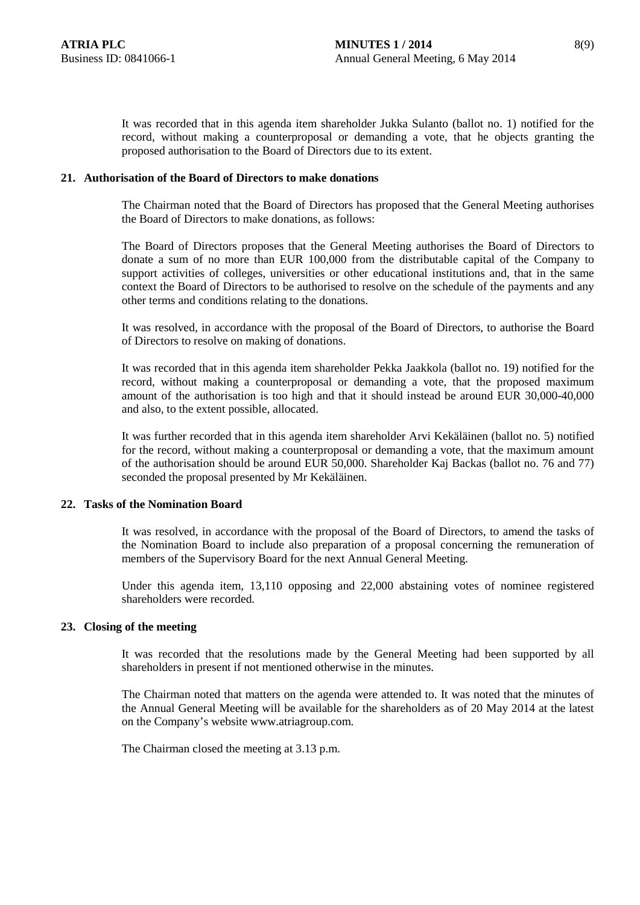It was recorded that in this agenda item shareholder Jukka Sulanto (ballot no. 1) notified for the record, without making a counterproposal or demanding a vote, that he objects granting the proposed authorisation to the Board of Directors due to its extent.

## 21. Authorisation of the Board of Directors to make donations

The Chairman noted that the Board of Directors has proposed that the General Meeting authorises the Board of Directors to make donations, as follows:

The Board of Directors proposes that the General Meeting authorises the Board of Directors to donate a sum of no more than EUR 100,000 from the distributable capital of the Company to support activities of colleges, universities or other educational institutions and, that in the same context the Board of Directors to be authorised to resolve on the schedule of the payments and any other terms and conditions relating to the donations.

It was resolved, in accordance with the proposal of the Board of Directors, to authorise the Board of Directors to resolve on making of donations.

It was recorded that in this agenda item shareholder Pekka Jaakkola (ballot no. 19) notified for the record, without making a counterproposal or demanding a vote, that the proposed maximum amount of the authorisation is too high and that it should instead be around EUR 30,000-40,000 and also, to the extent possible, allocated.

It was further recorded that in this agenda item shareholder Arvi Kekäläinen (ballot no. 5) notified for the record, without making a counterproposal or demanding a vote, that the maximum amount of the authorisation should be around EUR 50,000. Shareholder Kaj Backas (ballot no. 76 and 77) seconded the proposal presented by Mr Kekäläinen.

## 22. Tasks of the Nomination Board

It was resolved, in accordance with the proposal of the Board of Directors, to amend the tasks of the Nomination Board to include also preparation of a proposal concerning the remuneration of members of the Supervisory Board for the next Annual General Meeting.

Under this agenda item, 13,110 opposing and 22,000 abstaining votes of nominee registered shareholders were recorded.

## 23. Closing of the meeting

It was recorded that the resolutions made by the General Meeting had been supported by all shareholders in present if not mentioned otherwise in the minutes.

The Chairman noted that matters on the agenda were attended to. It was noted that the minutes of the Annual General Meeting will be available for the shareholders as of 20 May 2014 at the latest on the Company's website www.atriagroup.com.

The Chairman closed the meeting at 3.13 p.m.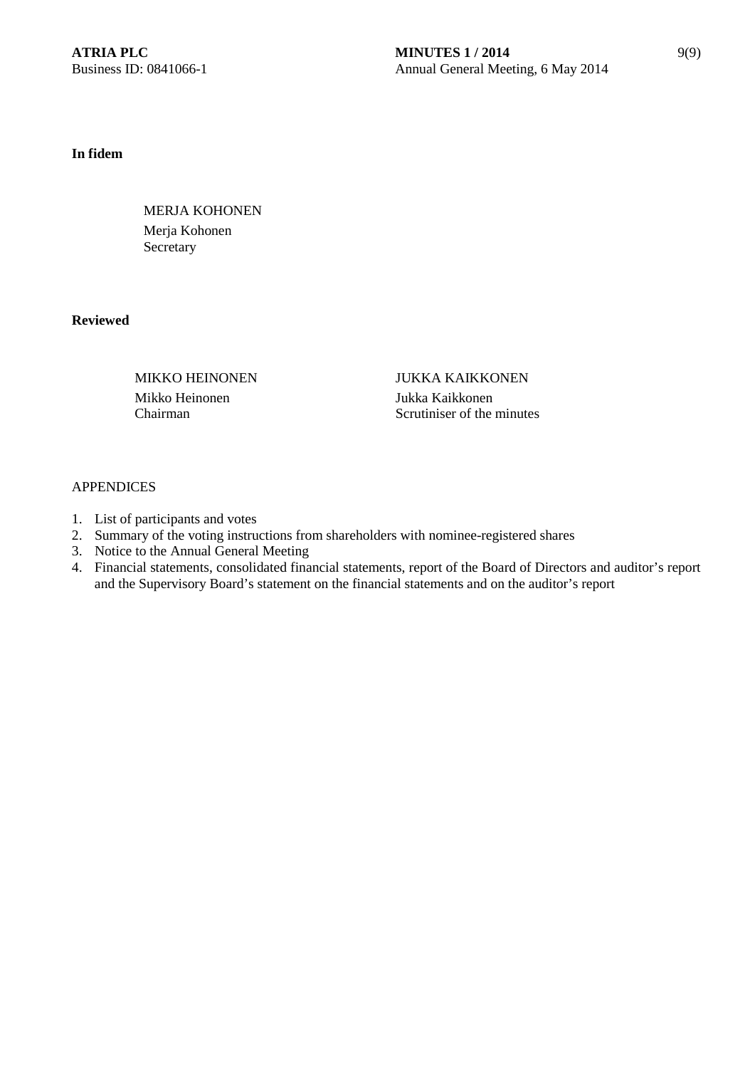**In fidem**

MERJA KOHONEN
Merja Kohonen
Secretary

**Reviewed**

MIKKO HEINONEN
Mikko Heinonen
Chairman

JUKKA KAIKKONEN
Jukka Kaikkonen
Scrutiniser of the minutes

APPENDICES

1. List of participants and votes
2. Summary of the voting instructions from shareholders with nominee-registered shares
3. Notice to the Annual General Meeting
4. Financial statements, consolidated financial statements, report of the Board of Directors and auditor's report and the Supervisory Board's statement on the financial statements and on the auditor's report